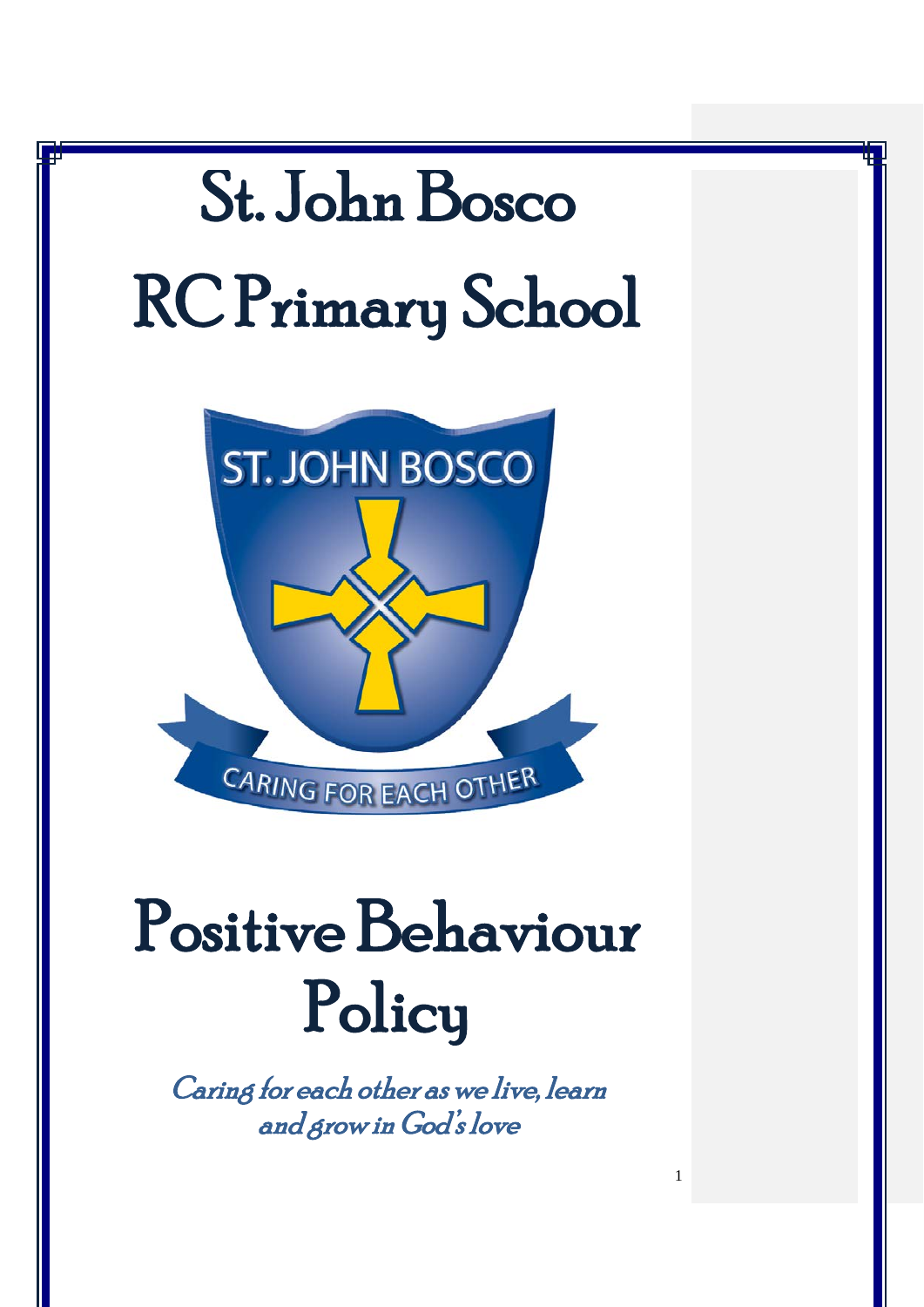# St. John Bosco RC Primary School

# Positive Behaviour Policy

*Caring for each other as we live, learn and grow in God's love*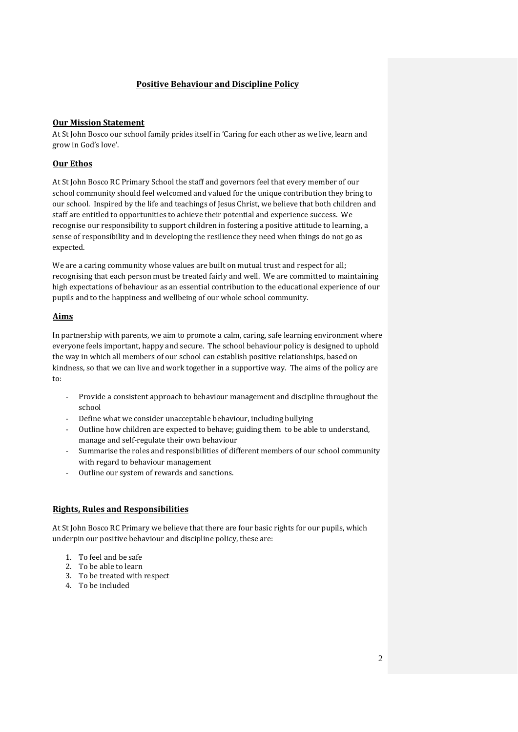# Positive Behaviour and Discipline Policy

## Our Mission Statement

At St John Bosco our school family prides itself in 'Caring for each other as we live, learn and grow in God's love'.

## Our Ethos

At St John Bosco RC Primary School the staff and governors feel that every member of our school community should feel welcomed and valued for the unique contribution they bring to our school. Inspired by the life and teachings of Jesus Christ, we believe that both children and staff are entitled to opportunities to achieve their potential and experience success. We recognise our responsibility to support children in fostering a positive attitude to learning, a sense of responsibility and in developing the resilience they need when things do not go as expected.

We are a caring community whose values are built on mutual trust and respect for all; recognising that each person must be treated fairly and well. We are committed to maintaining high expectations of behaviour as an essential contribution to the educational experience of our pupils and to the happiness and wellbeing of our whole school community.

## Aims

In partnership with parents, we aim to promote a calm, caring, safe learning environment where everyone feels important, happy and secure. The school behaviour policy is designed to uphold the way in which all members of our school can establish positive relationships, based on kindness, so that we can live and work together in a supportive way. The aims of the policy are to:

- Provide a consistent approach to behaviour management and discipline throughout the school
- Define what we consider unacceptable behaviour, including bullying
- Outline how children are expected to behave; guiding them to be able to understand, manage and self-regulate their own behaviour
- Summarise the roles and responsibilities of different members of our school community with regard to behaviour management
- Outline our system of rewards and sanctions.

## Rights, Rules and Responsibilities

At St John Bosco RC Primary we believe that there are four basic rights for our pupils, which underpin our positive behaviour and discipline policy, these are:

1. To feel and be safe
2. To be able to learn
3. To be treated with respect
4. To be included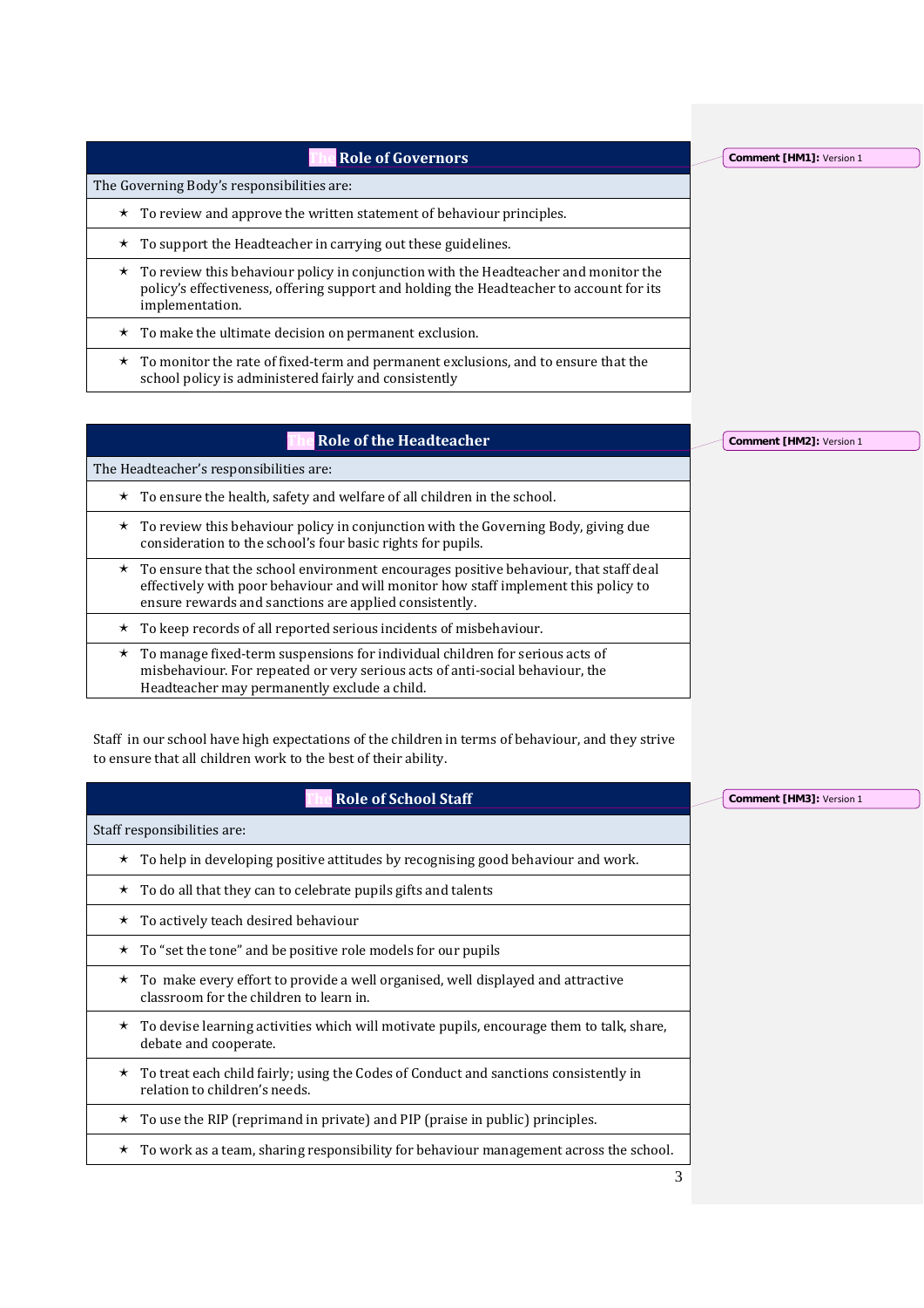| The Role of Governors |
|---|
| The Governing Body's responsibilities are: |
| ★ To review and approve the written statement of behaviour principles. |
| ★ To support the Headteacher in carrying out these guidelines. |
| ★ To review this behaviour policy in conjunction with the Headteacher and monitor the policy's effectiveness, offering support and holding the Headteacher to account for its implementation. |
| ★ To make the ultimate decision on permanent exclusion. |
| ★ To monitor the rate of fixed-term and permanent exclusions, and to ensure that the school policy is administered fairly and consistently |

| The Role of the Headteacher |
|---|
| The Headteacher's responsibilities are: |
| ★ To ensure the health, safety and welfare of all children in the school. |
| ★ To review this behaviour policy in conjunction with the Governing Body, giving due consideration to the school's four basic rights for pupils. |
| ★ To ensure that the school environment encourages positive behaviour, that staff deal effectively with poor behaviour and will monitor how staff implement this policy to ensure rewards and sanctions are applied consistently. |
| ★ To keep records of all reported serious incidents of misbehaviour. |
| ★ To manage fixed-term suspensions for individual children for serious acts of misbehaviour. For repeated or very serious acts of anti-social behaviour, the Headteacher may permanently exclude a child. |

Staff in our school have high expectations of the children in terms of behaviour, and they strive to ensure that all children work to the best of their ability.

| The Role of School Staff |
|---|
| Staff responsibilities are: |
| ★ To help in developing positive attitudes by recognising good behaviour and work. |
| ★ To do all that they can to celebrate pupils gifts and talents |
| ★ To actively teach desired behaviour |
| ★ To "set the tone" and be positive role models for our pupils |
| ★ To make every effort to provide a well organised, well displayed and attractive classroom for the children to learn in. |
| ★ To devise learning activities which will motivate pupils, encourage them to talk, share, debate and cooperate. |
| ★ To treat each child fairly; using the Codes of Conduct and sanctions consistently in relation to children's needs. |
| ★ To use the RIP (reprimand in private) and PIP (praise in public) principles. |
| ★ To work as a team, sharing responsibility for behaviour management across the school. |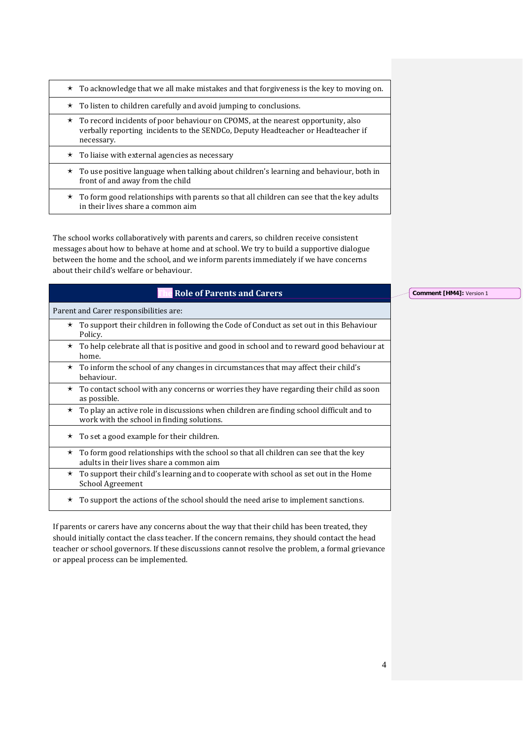| |
|---|
| ★ To acknowledge that we all make mistakes and that forgiveness is the key to moving on. |
| ★ To listen to children carefully and avoid jumping to conclusions. |
| ★ To record incidents of poor behaviour on CPOMS, at the nearest opportunity, also verbally reporting incidents to the SENDCo, Deputy Headteacher or Headteacher if necessary. |
| ★ To liaise with external agencies as necessary |
| ★ To use positive language when talking about children's learning and behaviour, both in front of and away from the child |
| ★ To form good relationships with parents so that all children can see that the key adults in their lives share a common aim |

The school works collaboratively with parents and carers, so children receive consistent messages about how to behave at home and at school. We try to build a supportive dialogue between the home and the school, and we inform parents immediately if we have concerns about their child's welfare or behaviour.

| **The Role of Parents and Carers** |
|---|
| Parent and Carer responsibilities are: |
| ★ To support their children in following the Code of Conduct as set out in this Behaviour Policy. |
| ★ To help celebrate all that is positive and good in school and to reward good behaviour at home. |
| ★ To inform the school of any changes in circumstances that may affect their child's behaviour. |
| ★ To contact school with any concerns or worries they have regarding their child as soon as possible. |
| ★ To play an active role in discussions when children are finding school difficult and to work with the school in finding solutions. |
| ★ To set a good example for their children. |
| ★ To form good relationships with the school so that all children can see that the key adults in their lives share a common aim |
| ★ To support their child's learning and to cooperate with school as set out in the Home School Agreement |
| ★ To support the actions of the school should the need arise to implement sanctions. |

If parents or carers have any concerns about the way that their child has been treated, they should initially contact the class teacher. If the concern remains, they should contact the head teacher or school governors. If these discussions cannot resolve the problem, a formal grievance or appeal process can be implemented.

**Comment [HM4]:** Version 1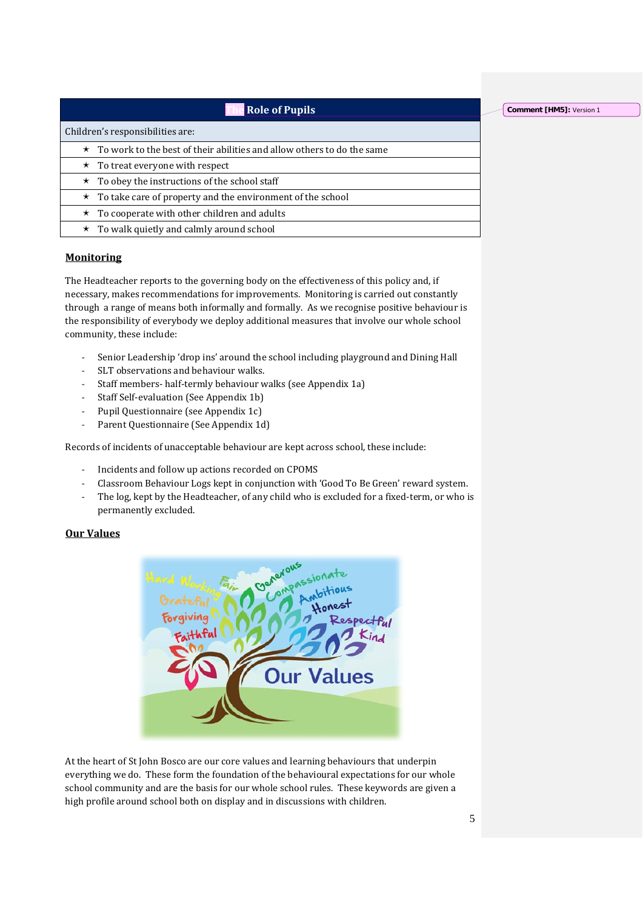| The Role of Pupils |
|---|
| Children's responsibilities are: |
| ★ To work to the best of their abilities and allow others to do the same |
| ★ To treat everyone with respect |
| ★ To obey the instructions of the school staff |
| ★ To take care of property and the environment of the school |
| ★ To cooperate with other children and adults |
| ★ To walk quietly and calmly around school |

Comment [HM5]: Version 1

## Monitoring

The Headteacher reports to the governing body on the effectiveness of this policy and, if necessary, makes recommendations for improvements. Monitoring is carried out constantly through a range of means both informally and formally. As we recognise positive behaviour is the responsibility of everybody we deploy additional measures that involve our whole school community, these include:

- Senior Leadership 'drop ins' around the school including playground and Dining Hall
- SLT observations and behaviour walks.
- Staff members- half-termly behaviour walks (see Appendix 1a)
- Staff Self-evaluation (See Appendix 1b)
- Pupil Questionnaire (see Appendix 1c)
- Parent Questionnaire (See Appendix 1d)

Records of incidents of unacceptable behaviour are kept across school, these include:

- Incidents and follow up actions recorded on CPOMS
- Classroom Behaviour Logs kept in conjunction with 'Good To Be Green' reward system.
- The log, kept by the Headteacher, of any child who is excluded for a fixed-term, or who is permanently excluded.

## Our Values

Hard Working, Fair, Generous, Compassionate, Ambitious, Honest, Respectful, Kind, Grateful, Forgiving, Faithful — Our Values

At the heart of St John Bosco are our core values and learning behaviours that underpin everything we do. These form the foundation of the behavioural expectations for our whole school community and are the basis for our whole school rules. These keywords are given a high profile around school both on display and in discussions with children.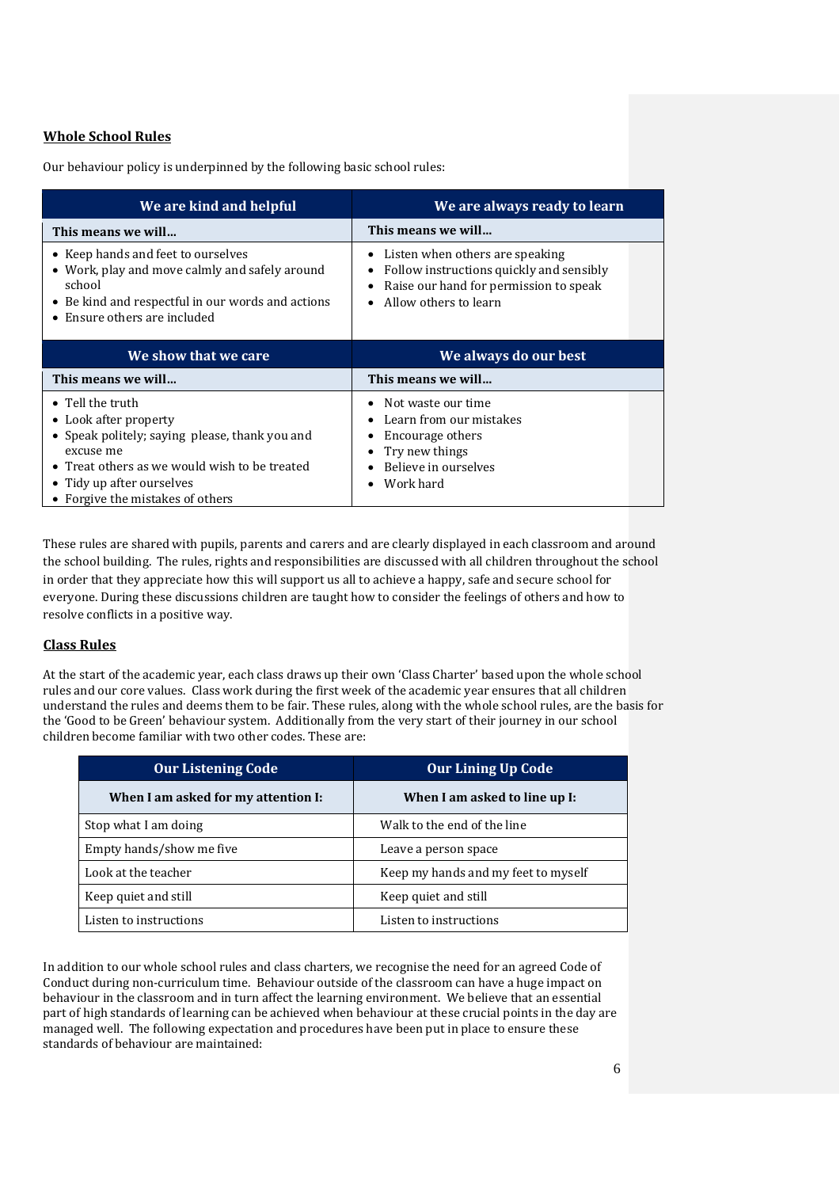## Whole School Rules

Our behaviour policy is underpinned by the following basic school rules:

| We are kind and helpful | We are always ready to learn |
|---|---|
| **This means we will…** | **This means we will…** |
| • Keep hands and feet to ourselves<br>• Work, play and move calmly and safely around school<br>• Be kind and respectful in our words and actions<br>• Ensure others are included | • Listen when others are speaking<br>• Follow instructions quickly and sensibly<br>• Raise our hand for permission to speak<br>• Allow others to learn |
| **We show that we care** | **We always do our best** |
| **This means we will…** | **This means we will…** |
| • Tell the truth<br>• Look after property<br>• Speak politely; saying please, thank you and excuse me<br>• Treat others as we would wish to be treated<br>• Tidy up after ourselves<br>• Forgive the mistakes of others | • Not waste our time<br>• Learn from our mistakes<br>• Encourage others<br>• Try new things<br>• Believe in ourselves<br>• Work hard |

These rules are shared with pupils, parents and carers and are clearly displayed in each classroom and around the school building. The rules, rights and responsibilities are discussed with all children throughout the school in order that they appreciate how this will support us all to achieve a happy, safe and secure school for everyone. During these discussions children are taught how to consider the feelings of others and how to resolve conflicts in a positive way.

## Class Rules

At the start of the academic year, each class draws up their own 'Class Charter' based upon the whole school rules and our core values. Class work during the first week of the academic year ensures that all children understand the rules and deems them to be fair. These rules, along with the whole school rules, are the basis for the 'Good to be Green' behaviour system. Additionally from the very start of their journey in our school children become familiar with two other codes. These are:

| Our Listening Code | Our Lining Up Code |
|---|---|
| **When I am asked for my attention I:** | **When I am asked to line up I:** |
| Stop what I am doing | Walk to the end of the line |
| Empty hands/show me five | Leave a person space |
| Look at the teacher | Keep my hands and my feet to myself |
| Keep quiet and still | Keep quiet and still |
| Listen to instructions | Listen to instructions |

In addition to our whole school rules and class charters, we recognise the need for an agreed Code of Conduct during non-curriculum time. Behaviour outside of the classroom can have a huge impact on behaviour in the classroom and in turn affect the learning environment. We believe that an essential part of high standards of learning can be achieved when behaviour at these crucial points in the day are managed well. The following expectation and procedures have been put in place to ensure these standards of behaviour are maintained: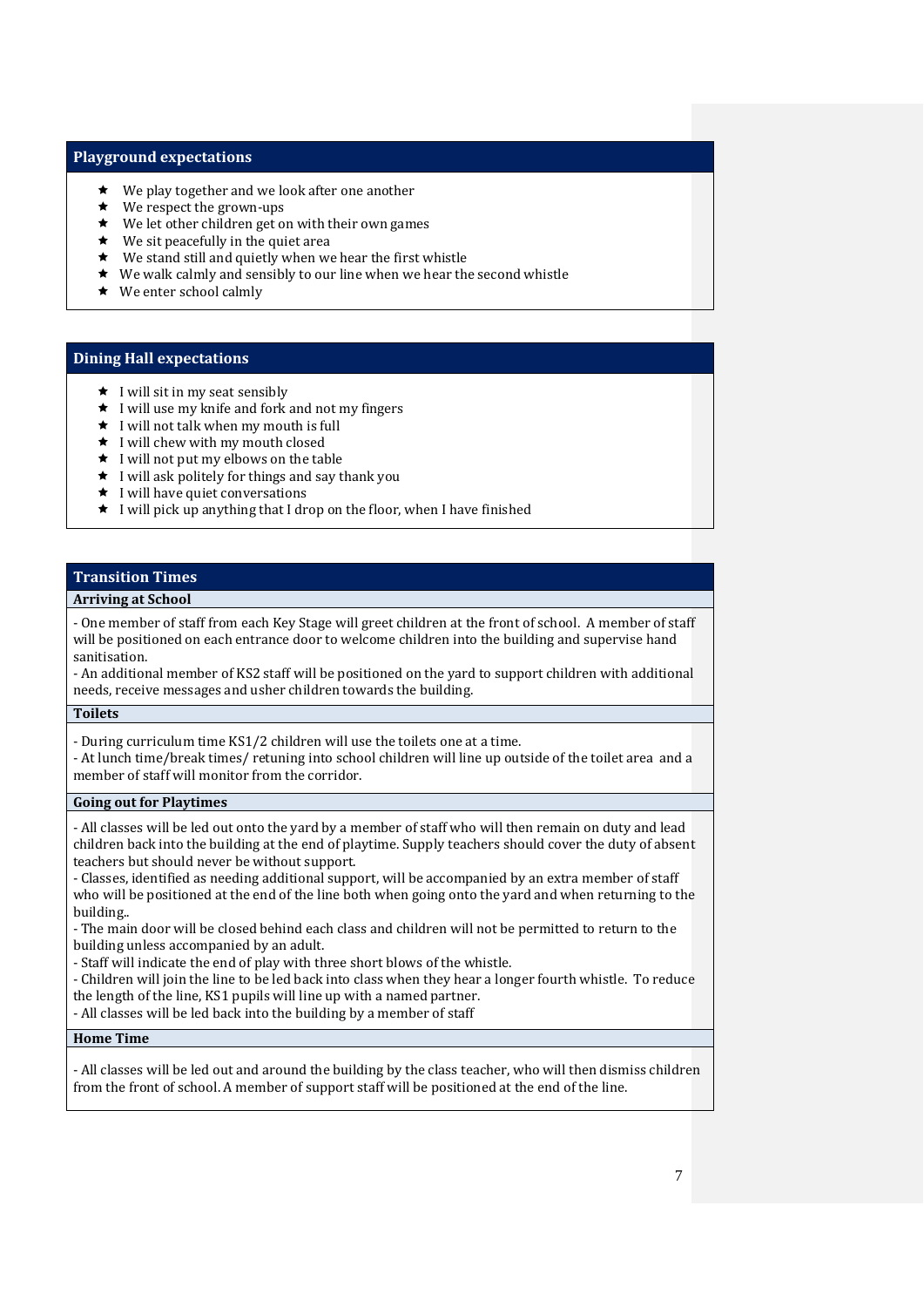## Playground expectations

- We play together and we look after one another
- We respect the grown-ups
- We let other children get on with their own games
- We sit peacefully in the quiet area
- We stand still and quietly when we hear the first whistle
- We walk calmly and sensibly to our line when we hear the second whistle
- We enter school calmly

## Dining Hall expectations

- I will sit in my seat sensibly
- I will use my knife and fork and not my fingers
- I will not talk when my mouth is full
- I will chew with my mouth closed
- I will not put my elbows on the table
- I will ask politely for things and say thank you
- I will have quiet conversations
- I will pick up anything that I drop on the floor, when I have finished

## Transition Times

### Arriving at School

- One member of staff from each Key Stage will greet children at the front of school. A member of staff will be positioned on each entrance door to welcome children into the building and supervise hand sanitisation.
- An additional member of KS2 staff will be positioned on the yard to support children with additional needs, receive messages and usher children towards the building.

### Toilets

- During curriculum time KS1/2 children will use the toilets one at a time.
- At lunch time/break times/ retuning into school children will line up outside of the toilet area and a member of staff will monitor from the corridor.

### Going out for Playtimes

- All classes will be led out onto the yard by a member of staff who will then remain on duty and lead children back into the building at the end of playtime. Supply teachers should cover the duty of absent teachers but should never be without support.
- Classes, identified as needing additional support, will be accompanied by an extra member of staff who will be positioned at the end of the line both when going onto the yard and when returning to the building..
- The main door will be closed behind each class and children will not be permitted to return to the building unless accompanied by an adult.
- Staff will indicate the end of play with three short blows of the whistle.
- Children will join the line to be led back into class when they hear a longer fourth whistle. To reduce the length of the line, KS1 pupils will line up with a named partner.
- All classes will be led back into the building by a member of staff

### Home Time

- All classes will be led out and around the building by the class teacher, who will then dismiss children from the front of school. A member of support staff will be positioned at the end of the line.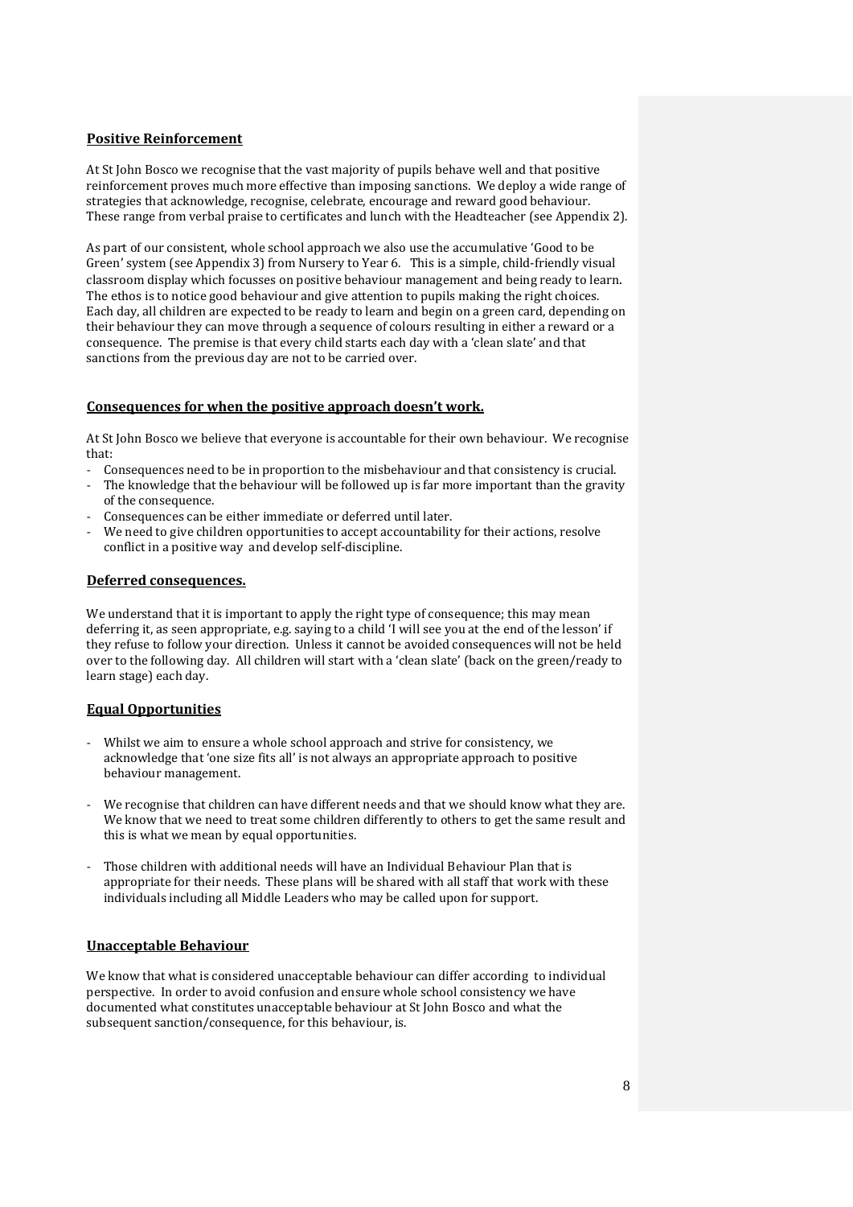## **Positive Reinforcement**

At St John Bosco we recognise that the vast majority of pupils behave well and that positive reinforcement proves much more effective than imposing sanctions. We deploy a wide range of strategies that acknowledge, recognise, celebrate, encourage and reward good behaviour. These range from verbal praise to certificates and lunch with the Headteacher (see Appendix 2).

As part of our consistent, whole school approach we also use the accumulative 'Good to be Green' system (see Appendix 3) from Nursery to Year 6. This is a simple, child-friendly visual classroom display which focusses on positive behaviour management and being ready to learn. The ethos is to notice good behaviour and give attention to pupils making the right choices. Each day, all children are expected to be ready to learn and begin on a green card, depending on their behaviour they can move through a sequence of colours resulting in either a reward or a consequence. The premise is that every child starts each day with a 'clean slate' and that sanctions from the previous day are not to be carried over.

## **Consequences for when the positive approach doesn't work.**

At St John Bosco we believe that everyone is accountable for their own behaviour. We recognise that:

- Consequences need to be in proportion to the misbehaviour and that consistency is crucial.
- The knowledge that the behaviour will be followed up is far more important than the gravity of the consequence.
- Consequences can be either immediate or deferred until later.
- We need to give children opportunities to accept accountability for their actions, resolve conflict in a positive way and develop self-discipline.

## **Deferred consequences.**

We understand that it is important to apply the right type of consequence; this may mean deferring it, as seen appropriate, e.g. saying to a child 'I will see you at the end of the lesson' if they refuse to follow your direction. Unless it cannot be avoided consequences will not be held over to the following day. All children will start with a 'clean slate' (back on the green/ready to learn stage) each day.

## **Equal Opportunities**

- Whilst we aim to ensure a whole school approach and strive for consistency, we acknowledge that 'one size fits all' is not always an appropriate approach to positive behaviour management.

- We recognise that children can have different needs and that we should know what they are. We know that we need to treat some children differently to others to get the same result and this is what we mean by equal opportunities.

- Those children with additional needs will have an Individual Behaviour Plan that is appropriate for their needs. These plans will be shared with all staff that work with these individuals including all Middle Leaders who may be called upon for support.

## **Unacceptable Behaviour**

We know that what is considered unacceptable behaviour can differ according to individual perspective. In order to avoid confusion and ensure whole school consistency we have documented what constitutes unacceptable behaviour at St John Bosco and what the subsequent sanction/consequence, for this behaviour, is.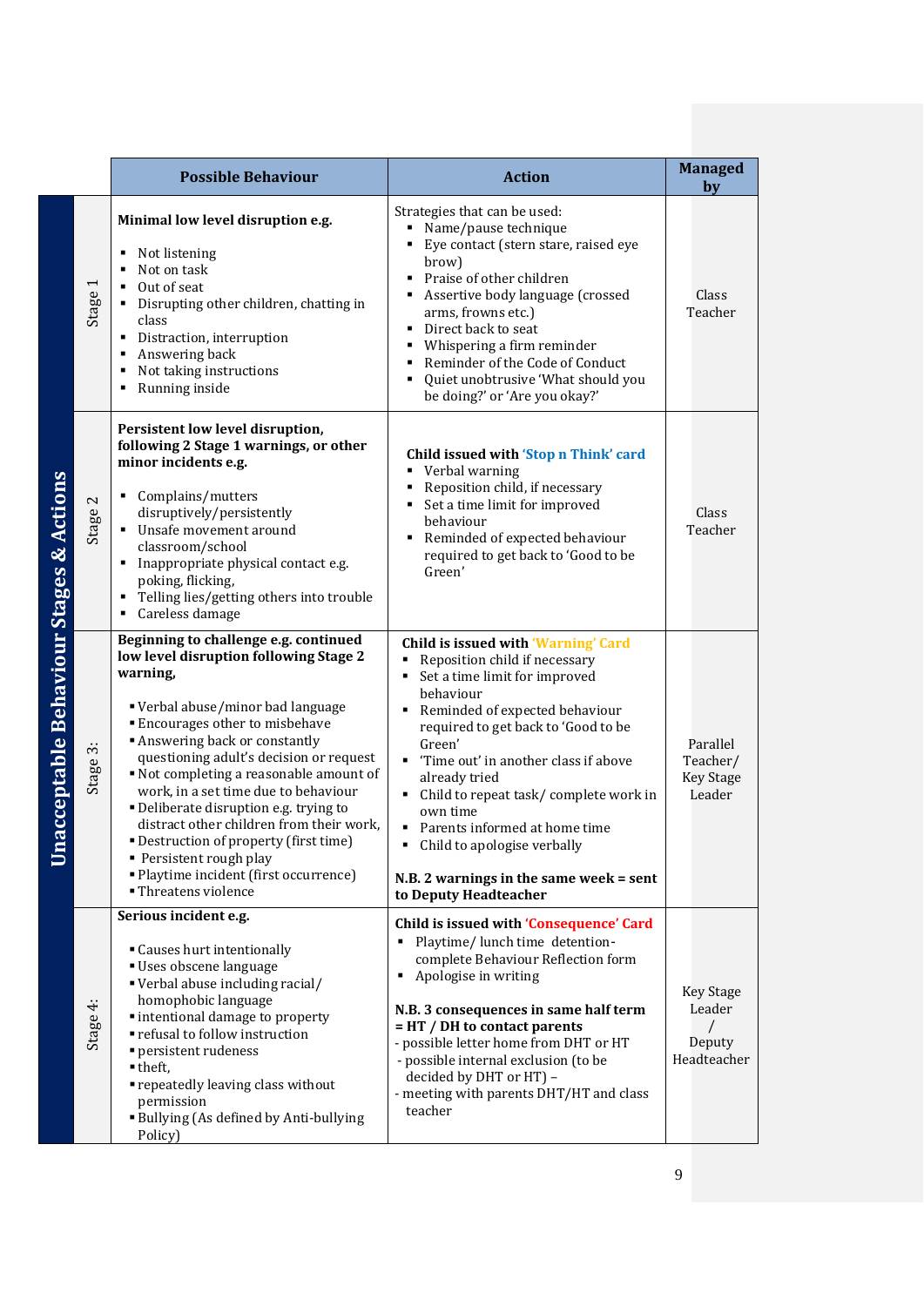**Unacceptable Behaviour Stages & Actions**

| | Possible Behaviour | Action | Managed by |
|---|---|---|---|
| Stage 1 | **Minimal low level disruption e.g.**<br>▪ Not listening<br>▪ Not on task<br>▪ Out of seat<br>▪ Disrupting other children, chatting in class<br>▪ Distraction, interruption<br>▪ Answering back<br>▪ Not taking instructions<br>▪ Running inside | Strategies that can be used:<br>▪ Name/pause technique<br>▪ Eye contact (stern stare, raised eye brow)<br>▪ Praise of other children<br>▪ Assertive body language (crossed arms, frowns etc.)<br>▪ Direct back to seat<br>▪ Whispering a firm reminder<br>▪ Reminder of the Code of Conduct<br>▪ Quiet unobtrusive 'What should you be doing?' or 'Are you okay?' | Class Teacher |
| Stage 2 | **Persistent low level disruption, following 2 Stage 1 warnings, or other minor incidents e.g.**<br>▪ Complains/mutters disruptively/persistently<br>▪ Unsafe movement around classroom/school<br>▪ Inappropriate physical contact e.g. poking, flicking,<br>▪ Telling lies/getting others into trouble<br>▪ Careless damage | **Child issued with 'Stop n Think' card**<br>▪ Verbal warning<br>▪ Reposition child, if necessary<br>▪ Set a time limit for improved behaviour<br>▪ Reminded of expected behaviour required to get back to 'Good to be Green' | Class Teacher |
| Stage 3: | **Beginning to challenge e.g. continued low level disruption following Stage 2 warning,**<br>▪ Verbal abuse/minor bad language<br>▪ Encourages other to misbehave<br>▪ Answering back or constantly questioning adult's decision or request<br>▪ Not completing a reasonable amount of work, in a set time due to behaviour<br>▪ Deliberate disruption e.g. trying to distract other children from their work,<br>▪ Destruction of property (first time)<br>▪ Persistent rough play<br>▪ Playtime incident (first occurrence)<br>▪ Threatens violence | **Child is issued with 'Warning' Card**<br>▪ Reposition child if necessary<br>▪ Set a time limit for improved behaviour<br>▪ Reminded of expected behaviour required to get back to 'Good to be Green'<br>▪ 'Time out' in another class if above already tried<br>▪ Child to repeat task/ complete work in own time<br>▪ Parents informed at home time<br>▪ Child to apologise verbally<br><br>**N.B. 2 warnings in the same week = sent to Deputy Headteacher** | Parallel Teacher/ Key Stage Leader |
| Stage 4: | **Serious incident e.g.**<br>▪ Causes hurt intentionally<br>▪ Uses obscene language<br>▪ Verbal abuse including racial/ homophobic language<br>▪ intentional damage to property<br>▪ refusal to follow instruction<br>▪ persistent rudeness<br>▪ theft,<br>▪ repeatedly leaving class without permission<br>▪ Bullying (As defined by Anti-bullying Policy) | **Child is issued with 'Consequence' Card**<br>▪ Playtime/ lunch time detention- complete Behaviour Reflection form<br>▪ Apologise in writing<br><br>**N.B. 3 consequences in same half term = HT / DH to contact parents**<br>- possible letter home from DHT or HT<br>- possible internal exclusion (to be decided by DHT or HT) –<br>- meeting with parents DHT/HT and class teacher | Key Stage Leader / Deputy Headteacher |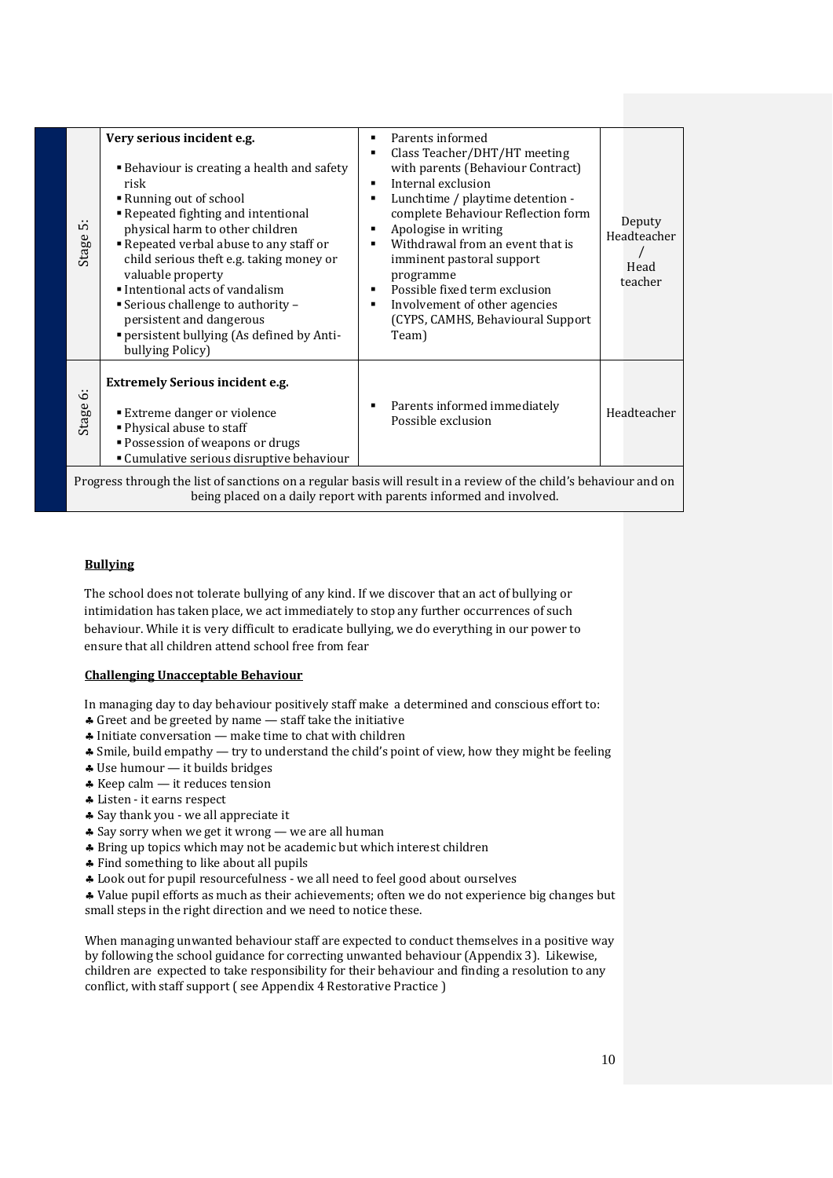| | Incident | Sanctions | Responsibility |
|---|---|---|---|
| Stage 5: | **Very serious incident e.g.**<br>▪ Behaviour is creating a health and safety risk<br>▪ Running out of school<br>▪ Repeated fighting and intentional physical harm to other children<br>▪ Repeated verbal abuse to any staff or child serious theft e.g. taking money or valuable property<br>▪ Intentional acts of vandalism<br>▪ Serious challenge to authority – persistent and dangerous<br>▪ persistent bullying (As defined by Anti-bullying Policy) | ▪ Parents informed<br>▪ Class Teacher/DHT/HT meeting with parents (Behaviour Contract)<br>▪ Internal exclusion<br>▪ Lunchtime / playtime detention - complete Behaviour Reflection form<br>▪ Apologise in writing<br>▪ Withdrawal from an event that is imminent pastoral support programme<br>▪ Possible fixed term exclusion<br>▪ Involvement of other agencies (CYPS, CAMHS, Behavioural Support Team) | Deputy Headteacher / Head teacher |
| Stage 6: | **Extremely Serious incident e.g.**<br>▪ Extreme danger or violence<br>▪ Physical abuse to staff<br>▪ Possession of weapons or drugs<br>▪ Cumulative serious disruptive behaviour | ▪ Parents informed immediately Possible exclusion | Headteacher |
| | Progress through the list of sanctions on a regular basis will result in a review of the child's behaviour and on being placed on a daily report with parents informed and involved. | | |

**Bullying**

The school does not tolerate bullying of any kind. If we discover that an act of bullying or intimidation has taken place, we act immediately to stop any further occurrences of such behaviour. While it is very difficult to eradicate bullying, we do everything in our power to ensure that all children attend school free from fear

**Challenging Unacceptable Behaviour**

In managing day to day behaviour positively staff make a determined and conscious effort to:

- Greet and be greeted by name — staff take the initiative
- Initiate conversation — make time to chat with children
- Smile, build empathy — try to understand the child's point of view, how they might be feeling
- Use humour — it builds bridges
- Keep calm — it reduces tension
- Listen - it earns respect
- Say thank you - we all appreciate it
- Say sorry when we get it wrong — we are all human
- Bring up topics which may not be academic but which interest children
- Find something to like about all pupils
- Look out for pupil resourcefulness - we all need to feel good about ourselves
- Value pupil efforts as much as their achievements; often we do not experience big changes but small steps in the right direction and we need to notice these.

When managing unwanted behaviour staff are expected to conduct themselves in a positive way by following the school guidance for correcting unwanted behaviour (Appendix 3). Likewise, children are expected to take responsibility for their behaviour and finding a resolution to any conflict, with staff support ( see Appendix 4 Restorative Practice )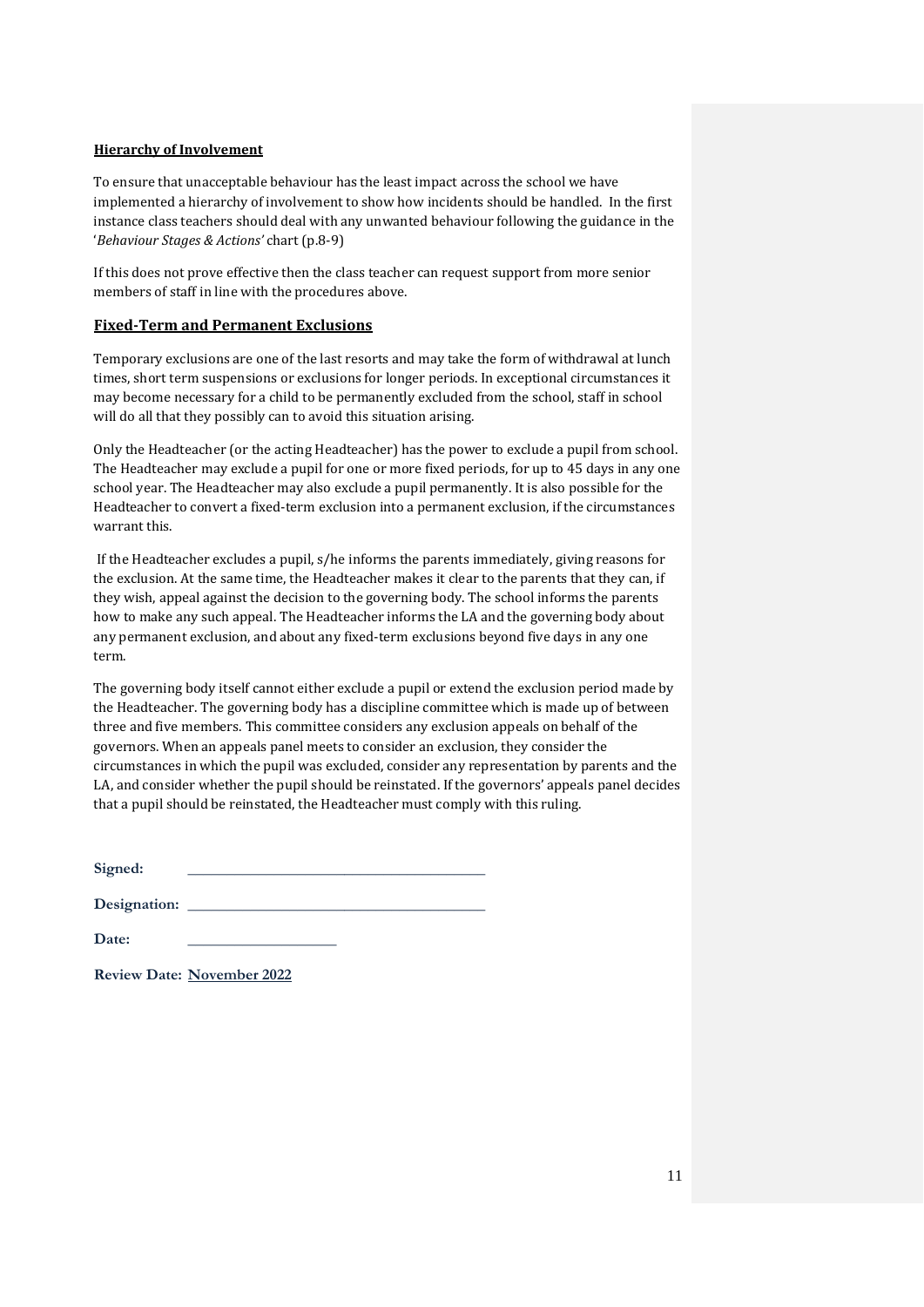**Hierarchy of Involvement**

To ensure that unacceptable behaviour has the least impact across the school we have implemented a hierarchy of involvement to show how incidents should be handled. In the first instance class teachers should deal with any unwanted behaviour following the guidance in the '*Behaviour Stages & Actions'* chart (p.8-9)

If this does not prove effective then the class teacher can request support from more senior members of staff in line with the procedures above.

## Fixed-Term and Permanent Exclusions

Temporary exclusions are one of the last resorts and may take the form of withdrawal at lunch times, short term suspensions or exclusions for longer periods. In exceptional circumstances it may become necessary for a child to be permanently excluded from the school, staff in school will do all that they possibly can to avoid this situation arising.

Only the Headteacher (or the acting Headteacher) has the power to exclude a pupil from school. The Headteacher may exclude a pupil for one or more fixed periods, for up to 45 days in any one school year. The Headteacher may also exclude a pupil permanently. It is also possible for the Headteacher to convert a fixed-term exclusion into a permanent exclusion, if the circumstances warrant this.

If the Headteacher excludes a pupil, s/he informs the parents immediately, giving reasons for the exclusion. At the same time, the Headteacher makes it clear to the parents that they can, if they wish, appeal against the decision to the governing body. The school informs the parents how to make any such appeal. The Headteacher informs the LA and the governing body about any permanent exclusion, and about any fixed-term exclusions beyond five days in any one term.

The governing body itself cannot either exclude a pupil or extend the exclusion period made by the Headteacher. The governing body has a discipline committee which is made up of between three and five members. This committee considers any exclusion appeals on behalf of the governors. When an appeals panel meets to consider an exclusion, they consider the circumstances in which the pupil was excluded, consider any representation by parents and the LA, and consider whether the pupil should be reinstated. If the governors' appeals panel decides that a pupil should be reinstated, the Headteacher must comply with this ruling.

**Signed:** ______________________________

**Designation:** ______________________________

**Date:** ____________________

**Review Date:** **November 2022**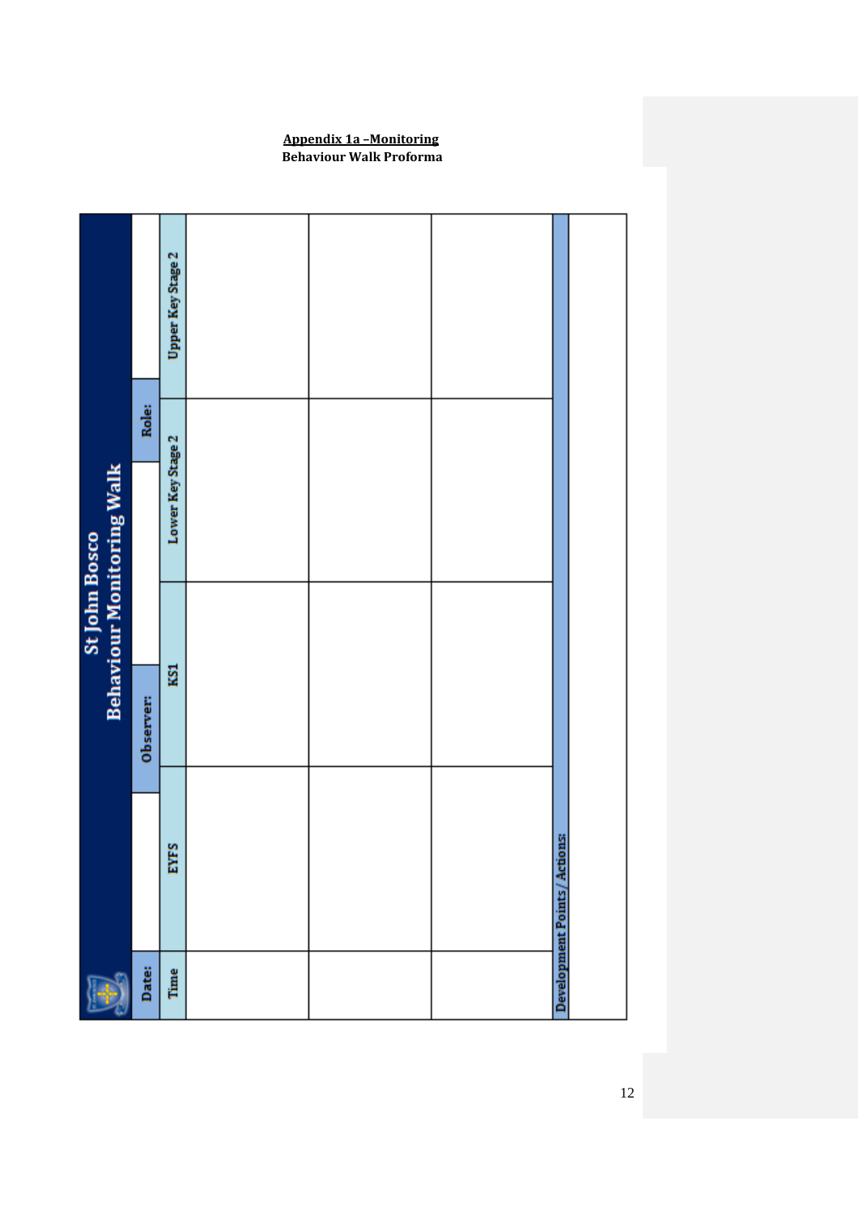**Appendix 1a –Monitoring**

**Behaviour Walk Proforma**

**St John Bosco**
**Behaviour Monitoring Walk**

| Date: | | Observer: | | Role: | |
|---|---|---|---|---|---|
| **Time** | **EYFS** | **KS1** | **Lower Key Stage 2** | **Upper Key Stage 2** | |
| | | | | | |
| | | | | | |
| | | | | | |
| **Development Points / Actions:** | | | | | |
| | | | | | |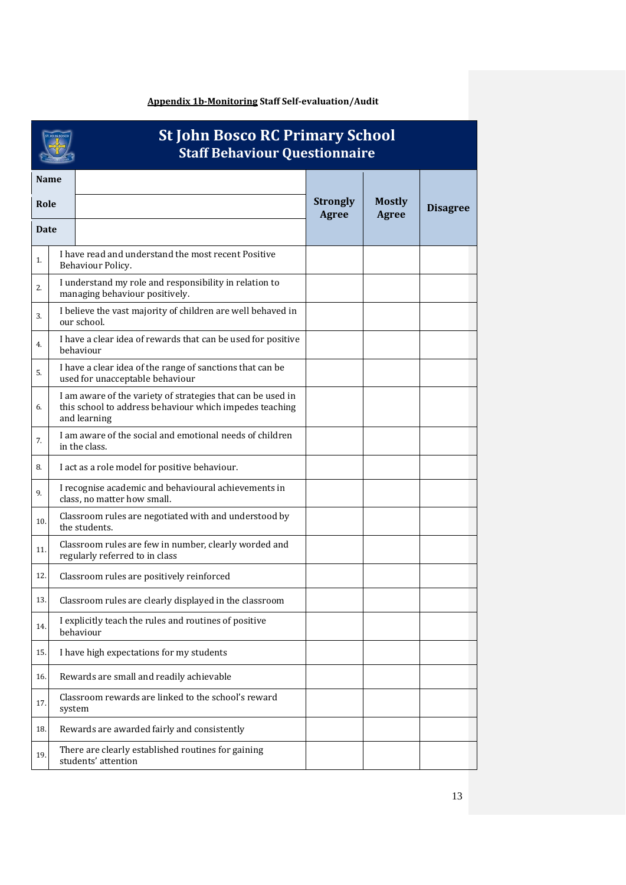**Appendix 1b-Monitoring** Staff Self-evaluation/Audit

## St John Bosco RC Primary School
### Staff Behaviour Questionnaire

| | | Strongly Agree | Mostly Agree | Disagree |
|---|---|---|---|---|
| **Name** | | | | |
| **Role** | | | | |
| **Date** | | | | |
| 1. | I have read and understand the most recent Positive Behaviour Policy. | | | |
| 2. | I understand my role and responsibility in relation to managing behaviour positively. | | | |
| 3. | I believe the vast majority of children are well behaved in our school. | | | |
| 4. | I have a clear idea of rewards that can be used for positive behaviour | | | |
| 5. | I have a clear idea of the range of sanctions that can be used for unacceptable behaviour | | | |
| 6. | I am aware of the variety of strategies that can be used in this school to address behaviour which impedes teaching and learning | | | |
| 7. | I am aware of the social and emotional needs of children in the class. | | | |
| 8. | I act as a role model for positive behaviour. | | | |
| 9. | I recognise academic and behavioural achievements in class, no matter how small. | | | |
| 10. | Classroom rules are negotiated with and understood by the students. | | | |
| 11. | Classroom rules are few in number, clearly worded and regularly referred to in class | | | |
| 12. | Classroom rules are positively reinforced | | | |
| 13. | Classroom rules are clearly displayed in the classroom | | | |
| 14. | I explicitly teach the rules and routines of positive behaviour | | | |
| 15. | I have high expectations for my students | | | |
| 16. | Rewards are small and readily achievable | | | |
| 17. | Classroom rewards are linked to the school's reward system | | | |
| 18. | Rewards are awarded fairly and consistently | | | |
| 19. | There are clearly established routines for gaining students' attention | | | |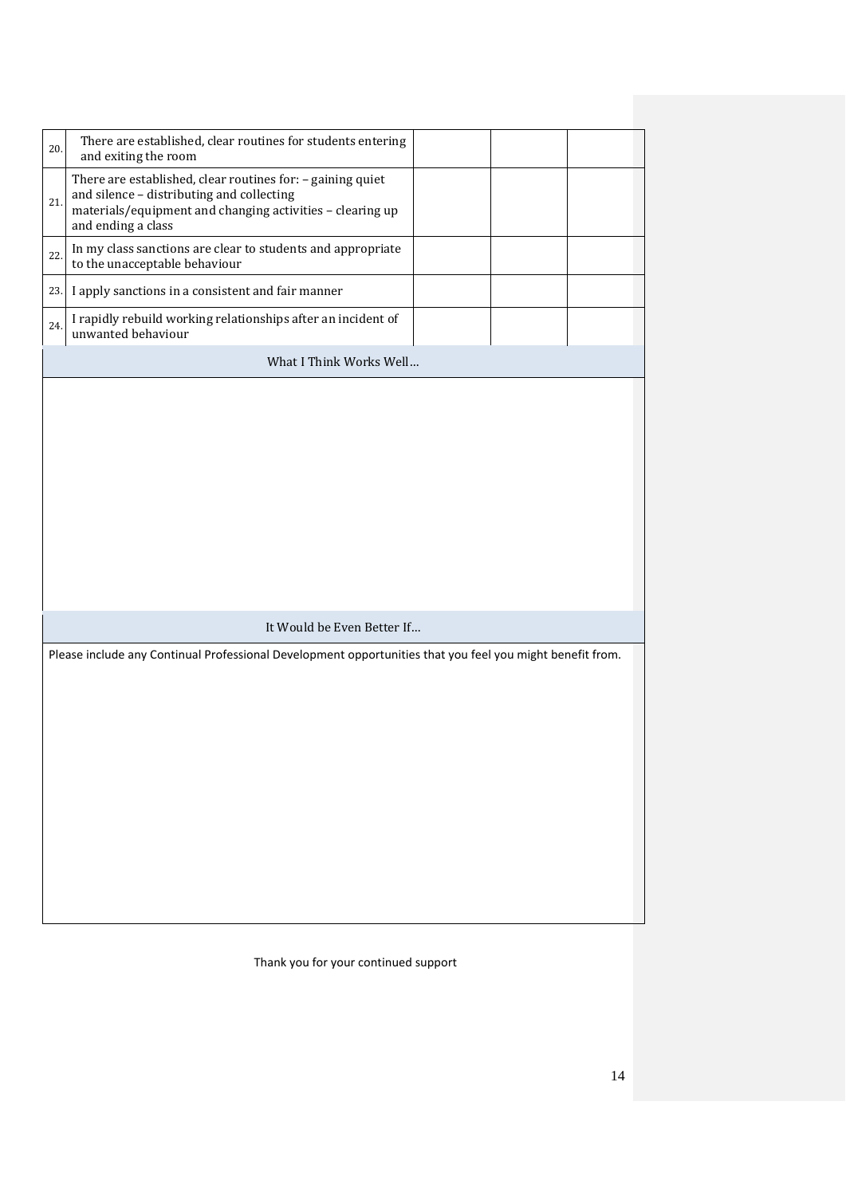| | | | | |
|---|---|---|---|---|
| 20. | There are established, clear routines for students entering and exiting the room | | | |
| 21. | There are established, clear routines for: – gaining quiet and silence – distributing and collecting materials/equipment and changing activities – clearing up and ending a class | | | |
| 22. | In my class sanctions are clear to students and appropriate to the unacceptable behaviour | | | |
| 23. | I apply sanctions in a consistent and fair manner | | | |
| 24. | I rapidly rebuild working relationships after an incident of unwanted behaviour | | | |

| What I Think Works Well… |
|---|
| |

| It Would be Even Better If… |
|---|
| Please include any Continual Professional Development opportunities that you feel you might benefit from. |

Thank you for your continued support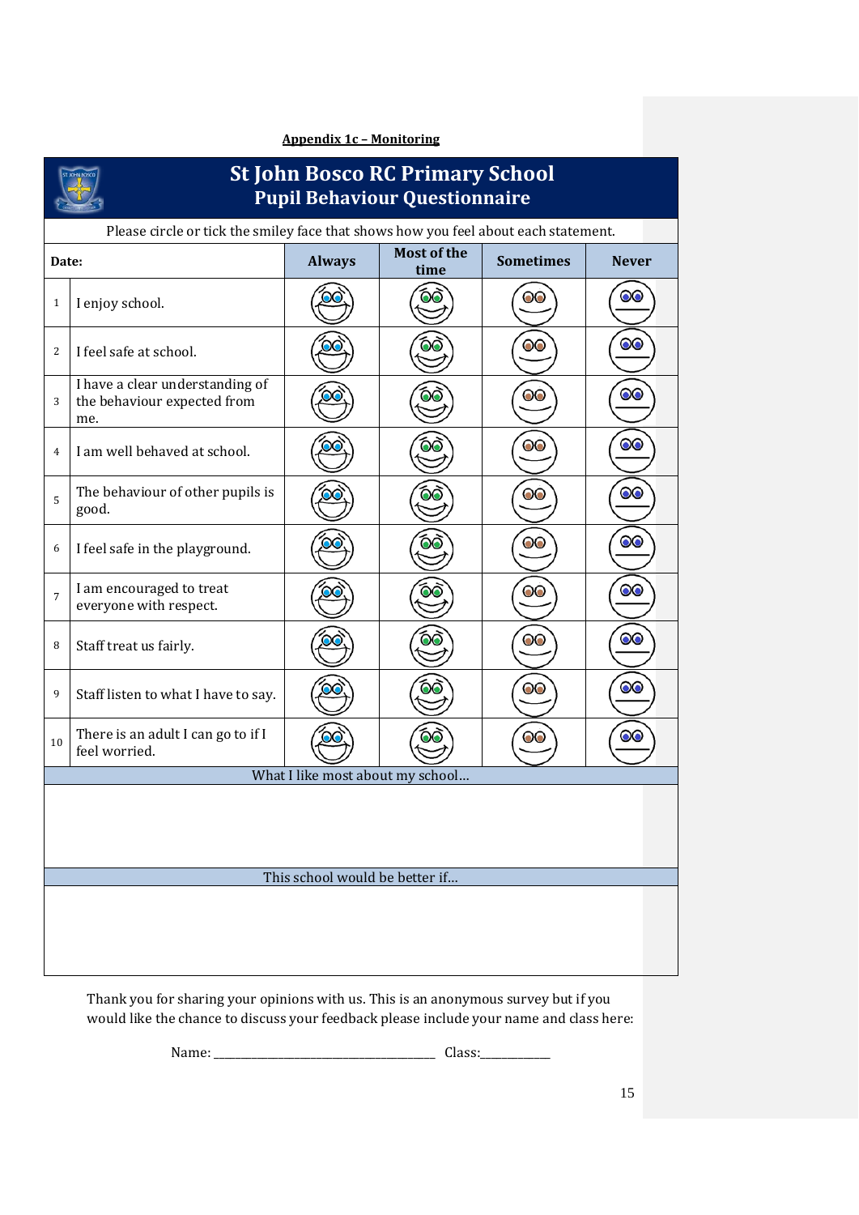**Appendix 1c – Monitoring**

## St John Bosco RC Primary School
### Pupil Behaviour Questionnaire

Please circle or tick the smiley face that shows how you feel about each statement.

| | Date: | Always | Most of the time | Sometimes | Never |
|---|---|---|---|---|---|
| 1 | I enjoy school. | | | | |
| 2 | I feel safe at school. | | | | |
| 3 | I have a clear understanding of the behaviour expected from me. | | | | |
| 4 | I am well behaved at school. | | | | |
| 5 | The behaviour of other pupils is good. | | | | |
| 6 | I feel safe in the playground. | | | | |
| 7 | I am encouraged to treat everyone with respect. | | | | |
| 8 | Staff treat us fairly. | | | | |
| 9 | Staff listen to what I have to say. | | | | |
| 10 | There is an adult I can go to if I feel worried. | | | | |

What I like most about my school…

This school would be better if…

Thank you for sharing your opinions with us. This is an anonymous survey but if you would like the chance to discuss your feedback please include your name and class here:

Name: _______________________________ Class:__________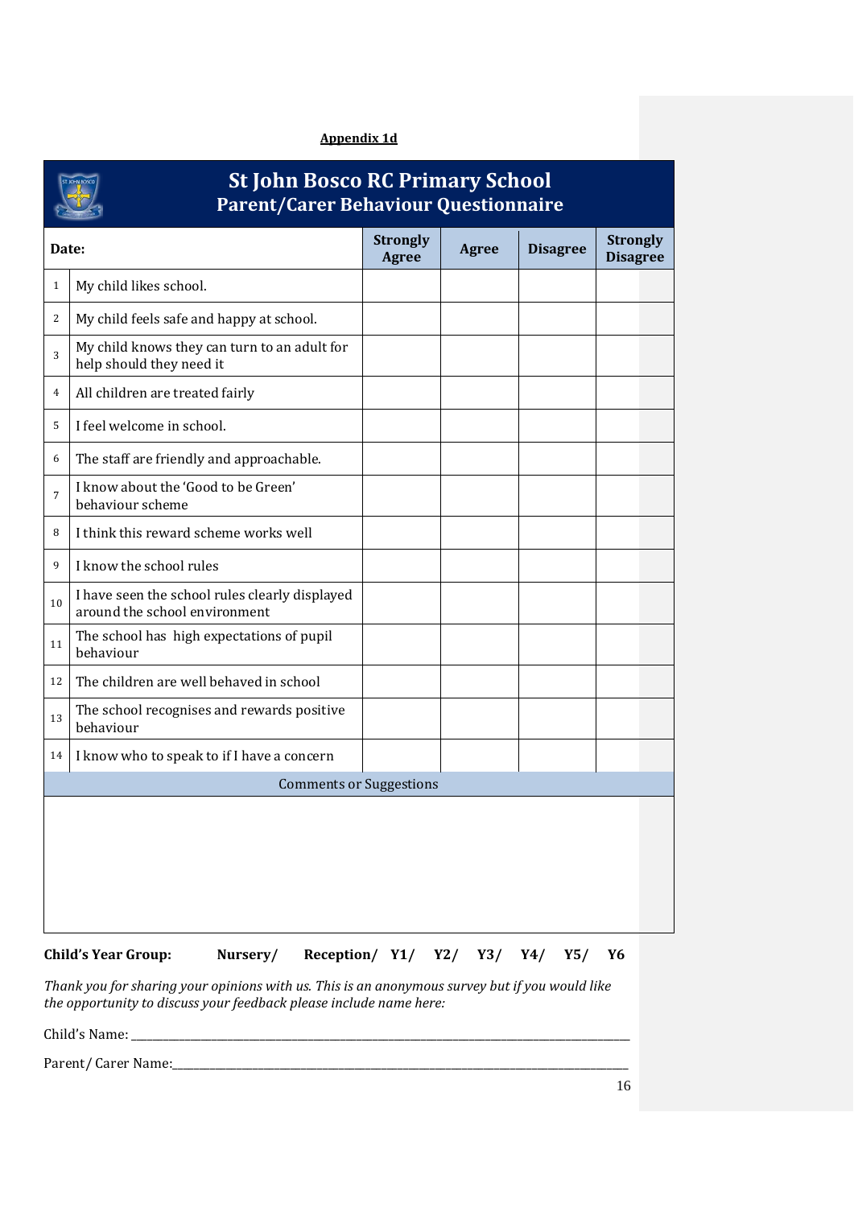**Appendix 1d**

## St John Bosco RC Primary School
### Parent/Carer Behaviour Questionnaire

| | Date: | Strongly Agree | Agree | Disagree | Strongly Disagree |
|---|---|---|---|---|---|
| 1 | My child likes school. | | | | |
| 2 | My child feels safe and happy at school. | | | | |
| 3 | My child knows they can turn to an adult for help should they need it | | | | |
| 4 | All children are treated fairly | | | | |
| 5 | I feel welcome in school. | | | | |
| 6 | The staff are friendly and approachable. | | | | |
| 7 | I know about the 'Good to be Green' behaviour scheme | | | | |
| 8 | I think this reward scheme works well | | | | |
| 9 | I know the school rules | | | | |
| 10 | I have seen the school rules clearly displayed around the school environment | | | | |
| 11 | The school has high expectations of pupil behaviour | | | | |
| 12 | The children are well behaved in school | | | | |
| 13 | The school recognises and rewards positive behaviour | | | | |
| 14 | I know who to speak to if I have a concern | | | | |

Comments or Suggestions

**Child's Year Group:** **Nursery/ Reception/ Y1/ Y2/ Y3/ Y4/ Y5/ Y6**

*Thank you for sharing your opinions with us. This is an anonymous survey but if you would like the opportunity to discuss your feedback please include name here:*

Child's Name: ______________________________________________

Parent/ Carer Name:__________________________________________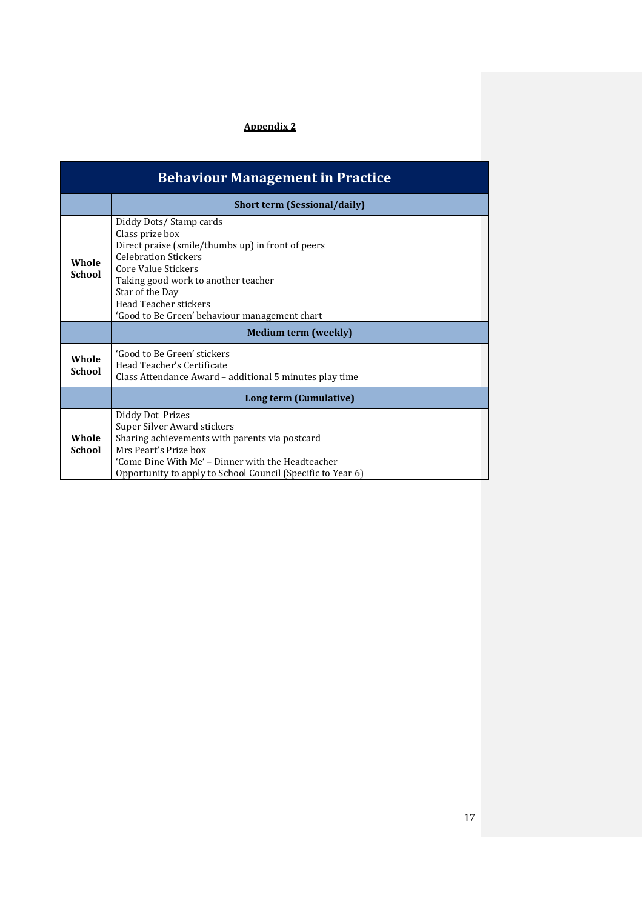**Appendix 2**

| Behaviour Management in Practice | |
|---|---|
| | **Short term (Sessional/daily)** |
| **Whole School** | Diddy Dots/ Stamp cards<br>Class prize box<br>Direct praise (smile/thumbs up) in front of peers<br>Celebration Stickers<br>Core Value Stickers<br>Taking good work to another teacher<br>Star of the Day<br>Head Teacher stickers<br>'Good to Be Green' behaviour management chart |
| | **Medium term (weekly)** |
| **Whole School** | 'Good to Be Green' stickers<br>Head Teacher's Certificate<br>Class Attendance Award – additional 5 minutes play time |
| | **Long term (Cumulative)** |
| **Whole School** | Diddy Dot Prizes<br>Super Silver Award stickers<br>Sharing achievements with parents via postcard<br>Mrs Peart's Prize box<br>'Come Dine With Me' – Dinner with the Headteacher<br>Opportunity to apply to School Council (Specific to Year 6) |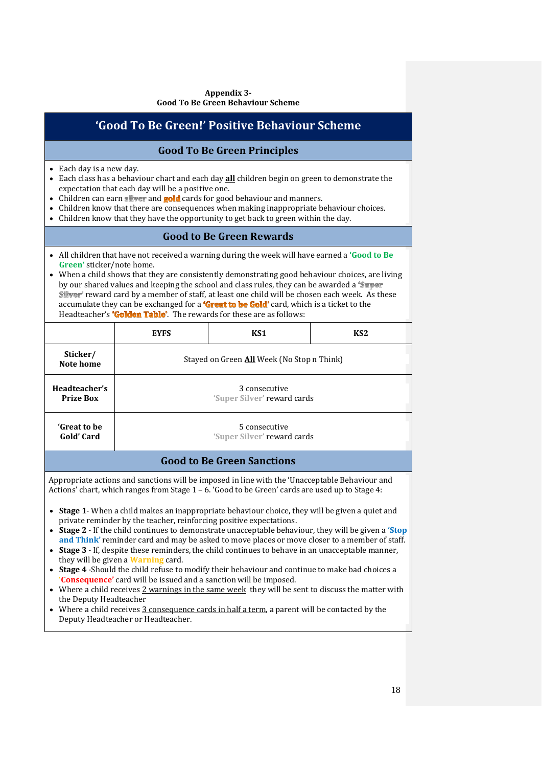**Appendix 3-**
**Good To Be Green Behaviour Scheme**

# 'Good To Be Green!' Positive Behaviour Scheme

## Good To Be Green Principles

- Each day is a new day.
- Each class has a behaviour chart and each day **all** children begin on green to demonstrate the expectation that each day will be a positive one.
- Children can earn **silver** and **gold** cards for good behaviour and manners.
- Children know that there are consequences when making inappropriate behaviour choices.
- Children know that they have the opportunity to get back to green within the day.

## Good to Be Green Rewards

- All children that have not received a warning during the week will have earned a **'Good to Be Green'** sticker/note home.
- When a child shows that they are consistently demonstrating good behaviour choices, are living by our shared values and keeping the school and class rules, they can be awarded a **'Super Silver'** reward card by a member of staff, at least one child will be chosen each week. As these accumulate they can be exchanged for a **'Great to be Gold'** card, which is a ticket to the Headteacher's **'Golden Table'**. The rewards for these are as follows:

| | EYFS | KS1 | KS2 |
|---|---|---|---|
| **Sticker/ Note home** | Stayed on Green **All** Week (No Stop n Think) | | |
| **Headteacher's Prize Box** | 3 consecutive 'Super Silver' reward cards | | |
| **'Great to be Gold' Card** | 5 consecutive 'Super Silver' reward cards | | |

## Good to Be Green Sanctions

Appropriate actions and sanctions will be imposed in line with the 'Unacceptable Behaviour and Actions' chart, which ranges from Stage 1 – 6. 'Good to be Green' cards are used up to Stage 4:

- **Stage 1**- When a child makes an inappropriate behaviour choice, they will be given a quiet and private reminder by the teacher, reinforcing positive expectations.
- **Stage 2** - If the child continues to demonstrate unacceptable behaviour, they will be given a **'Stop and Think'** reminder card and may be asked to move places or move closer to a member of staff.
- **Stage 3** - If, despite these reminders, the child continues to behave in an unacceptable manner, they will be given a **Warning** card.
- **Stage 4** -Should the child refuse to modify their behaviour and continue to make bad choices a **'Consequence'** card will be issued and a sanction will be imposed.
- Where a child receives <u>2 warnings in the same week</u> they will be sent to discuss the matter with the Deputy Headteacher
- Where a child receives <u>3 consequence cards in half a term</u>, a parent will be contacted by the Deputy Headteacher or Headteacher.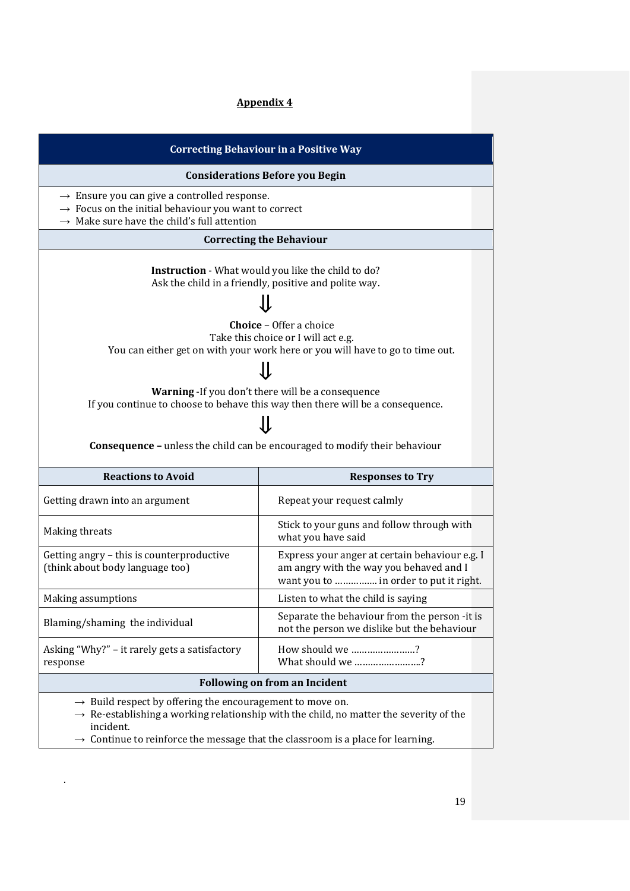## Appendix 4

### Correcting Behaviour in a Positive Way

**Considerations Before you Begin**

- → Ensure you can give a controlled response.
- → Focus on the initial behaviour you want to correct
- → Make sure have the child's full attention

**Correcting the Behaviour**

**Instruction** - What would you like the child to do?
Ask the child in a friendly, positive and polite way.

⇓

**Choice** – Offer a choice
Take this choice or I will act e.g.
You can either get on with your work here or you will have to go to time out.

⇓

**Warning** -If you don't there will be a consequence
If you continue to choose to behave this way then there will be a consequence.

⇓

**Consequence –** unless the child can be encouraged to modify their behaviour

| Reactions to Avoid | Responses to Try |
|---|---|
| Getting drawn into an argument | Repeat your request calmly |
| Making threats | Stick to your guns and follow through with what you have said |
| Getting angry – this is counterproductive (think about body language too) | Express your anger at certain behaviour e.g. I am angry with the way you behaved and I want you to ................ in order to put it right. |
| Making assumptions | Listen to what the child is saying |
| Blaming/shaming the individual | Separate the behaviour from the person -it is not the person we dislike but the behaviour |
| Asking "Why?" – it rarely gets a satisfactory response | How should we ......................?<br>What should we .......................? |

**Following on from an Incident**

- → Build respect by offering the encouragement to move on.
- → Re-establishing a working relationship with the child, no matter the severity of the incident.
- → Continue to reinforce the message that the classroom is a place for learning.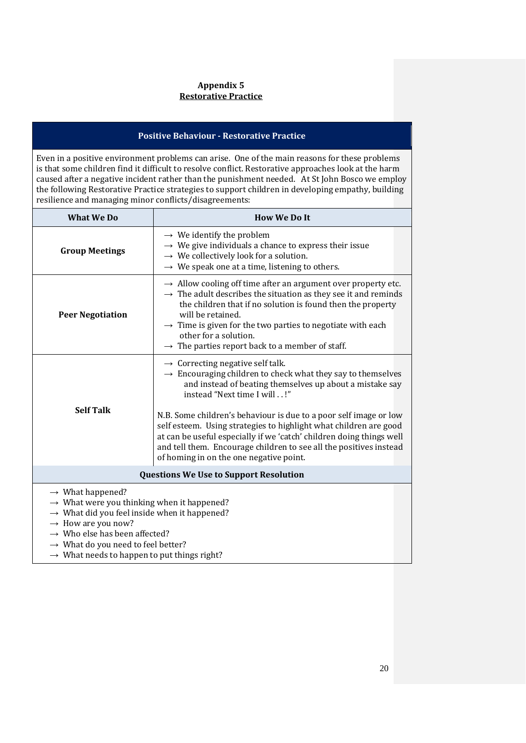**Appendix 5**
**Restorative Practice**

| Positive Behaviour - Restorative Practice | |
|---|---|
| Even in a positive environment problems can arise. One of the main reasons for these problems is that some children find it difficult to resolve conflict. Restorative approaches look at the harm caused after a negative incident rather than the punishment needed. At St John Bosco we employ the following Restorative Practice strategies to support children in developing empathy, building resilience and managing minor conflicts/disagreements: | |
| **What We Do** | **How We Do It** |
| **Group Meetings** | → We identify the problem<br>→ We give individuals a chance to express their issue<br>→ We collectively look for a solution.<br>→ We speak one at a time, listening to others. |
| **Peer Negotiation** | → Allow cooling off time after an argument over property etc.<br>→ The adult describes the situation as they see it and reminds the children that if no solution is found then the property will be retained.<br>→ Time is given for the two parties to negotiate with each other for a solution.<br>→ The parties report back to a member of staff. |
| **Self Talk** | → Correcting negative self talk.<br>→ Encouraging children to check what they say to themselves and instead of beating themselves up about a mistake say instead "Next time I will . . !"<br><br>N.B. Some children's behaviour is due to a poor self image or low self esteem. Using strategies to highlight what children are good at can be useful especially if we 'catch' children doing things well and tell them. Encourage children to see all the positives instead of homing in on the one negative point. |
| **Questions We Use to Support Resolution** | |
| → What happened?<br>→ What were you thinking when it happened?<br>→ What did you feel inside when it happened?<br>→ How are you now?<br>→ Who else has been affected?<br>→ What do you need to feel better?<br>→ What needs to happen to put things right? | |